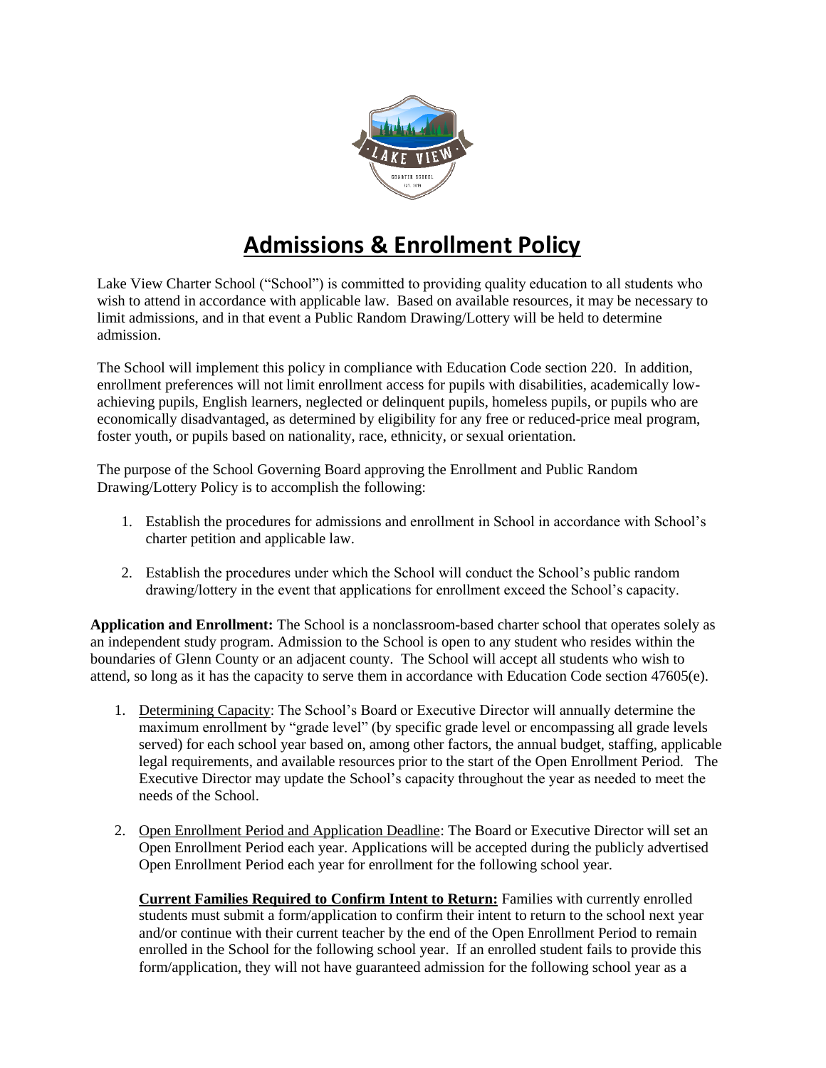# Admissions & Enrollment Policy

Lake View Charter School ("School") is committed to providing quality education to all students who wish to attend in accordance with applicable law. Based on available resources, it may be necessary to limit admissions, and in that event a Public Random Drawing/Lottery will be held to determine admission.

The School will implement this policy in compliance with Education Code section 220. In addition, enrollment preferences will not limit enrollment access for pupils with disabilities, academically low-achieving pupils, English learners, neglected or delinquent pupils, homeless pupils, or pupils who are economically disadvantaged, as determined by eligibility for any free or reduced-price meal program, foster youth, or pupils based on nationality, race, ethnicity, or sexual orientation.

The purpose of the School Governing Board approving the Enrollment and Public Random Drawing/Lottery Policy is to accomplish the following:

1. Establish the procedures for admissions and enrollment in School in accordance with School's charter petition and applicable law.
2. Establish the procedures under which the School will conduct the School's public random drawing/lottery in the event that applications for enrollment exceed the School's capacity.

**Application and Enrollment:** The School is a nonclassroom-based charter school that operates solely as an independent study program. Admission to the School is open to any student who resides within the boundaries of Glenn County or an adjacent county. The School will accept all students who wish to attend, so long as it has the capacity to serve them in accordance with Education Code section 47605(e).

1. Determining Capacity: The School's Board or Executive Director will annually determine the maximum enrollment by "grade level" (by specific grade level or encompassing all grade levels served) for each school year based on, among other factors, the annual budget, staffing, applicable legal requirements, and available resources prior to the start of the Open Enrollment Period. The Executive Director may update the School's capacity throughout the year as needed to meet the needs of the School.
2. Open Enrollment Period and Application Deadline: The Board or Executive Director will set an Open Enrollment Period each year. Applications will be accepted during the publicly advertised Open Enrollment Period each year for enrollment for the following school year.

   **Current Families Required to Confirm Intent to Return:** Families with currently enrolled students must submit a form/application to confirm their intent to return to the school next year and/or continue with their current teacher by the end of the Open Enrollment Period to remain enrolled in the School for the following school year. If an enrolled student fails to provide this form/application, they will not have guaranteed admission for the following school year as a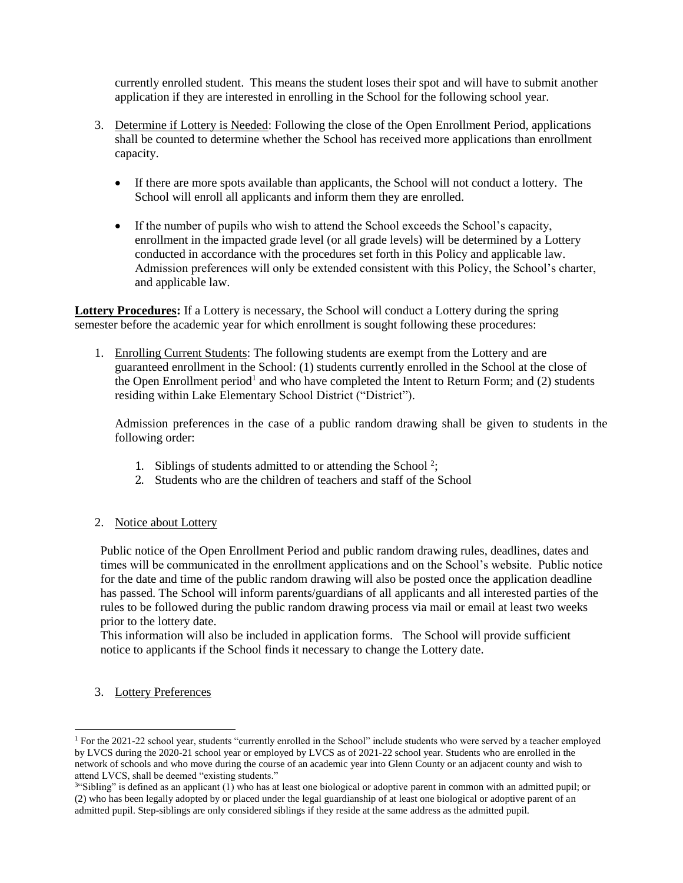currently enrolled student. This means the student loses their spot and will have to submit another application if they are interested in enrolling in the School for the following school year.

3. Determine if Lottery is Needed: Following the close of the Open Enrollment Period, applications shall be counted to determine whether the School has received more applications than enrollment capacity.

   - If there are more spots available than applicants, the School will not conduct a lottery. The School will enroll all applicants and inform them they are enrolled.

   - If the number of pupils who wish to attend the School exceeds the School's capacity, enrollment in the impacted grade level (or all grade levels) will be determined by a Lottery conducted in accordance with the procedures set forth in this Policy and applicable law. Admission preferences will only be extended consistent with this Policy, the School's charter, and applicable law.

**Lottery Procedures:** If a Lottery is necessary, the School will conduct a Lottery during the spring semester before the academic year for which enrollment is sought following these procedures:

1. Enrolling Current Students: The following students are exempt from the Lottery and are guaranteed enrollment in the School: (1) students currently enrolled in the School at the close of the Open Enrollment period[1] and who have completed the Intent to Return Form; and (2) students residing within Lake Elementary School District ("District").

   Admission preferences in the case of a public random drawing shall be given to students in the following order:

   1. Siblings of students admitted to or attending the School [2];
   2. Students who are the children of teachers and staff of the School

2. Notice about Lottery

   Public notice of the Open Enrollment Period and public random drawing rules, deadlines, dates and times will be communicated in the enrollment applications and on the School's website. Public notice for the date and time of the public random drawing will also be posted once the application deadline has passed. The School will inform parents/guardians of all applicants and all interested parties of the rules to be followed during the public random drawing process via mail or email at least two weeks prior to the lottery date.
   This information will also be included in application forms. The School will provide sufficient notice to applicants if the School finds it necessary to change the Lottery date.

3. Lottery Preferences

[1] For the 2021-22 school year, students "currently enrolled in the School" include students who were served by a teacher employed by LVCS during the 2020-21 school year or employed by LVCS as of 2021-22 school year. Students who are enrolled in the network of schools and who move during the course of an academic year into Glenn County or an adjacent county and wish to attend LVCS, shall be deemed "existing students."

[3]"Sibling" is defined as an applicant (1) who has at least one biological or adoptive parent in common with an admitted pupil; or (2) who has been legally adopted by or placed under the legal guardianship of at least one biological or adoptive parent of an admitted pupil. Step-siblings are only considered siblings if they reside at the same address as the admitted pupil.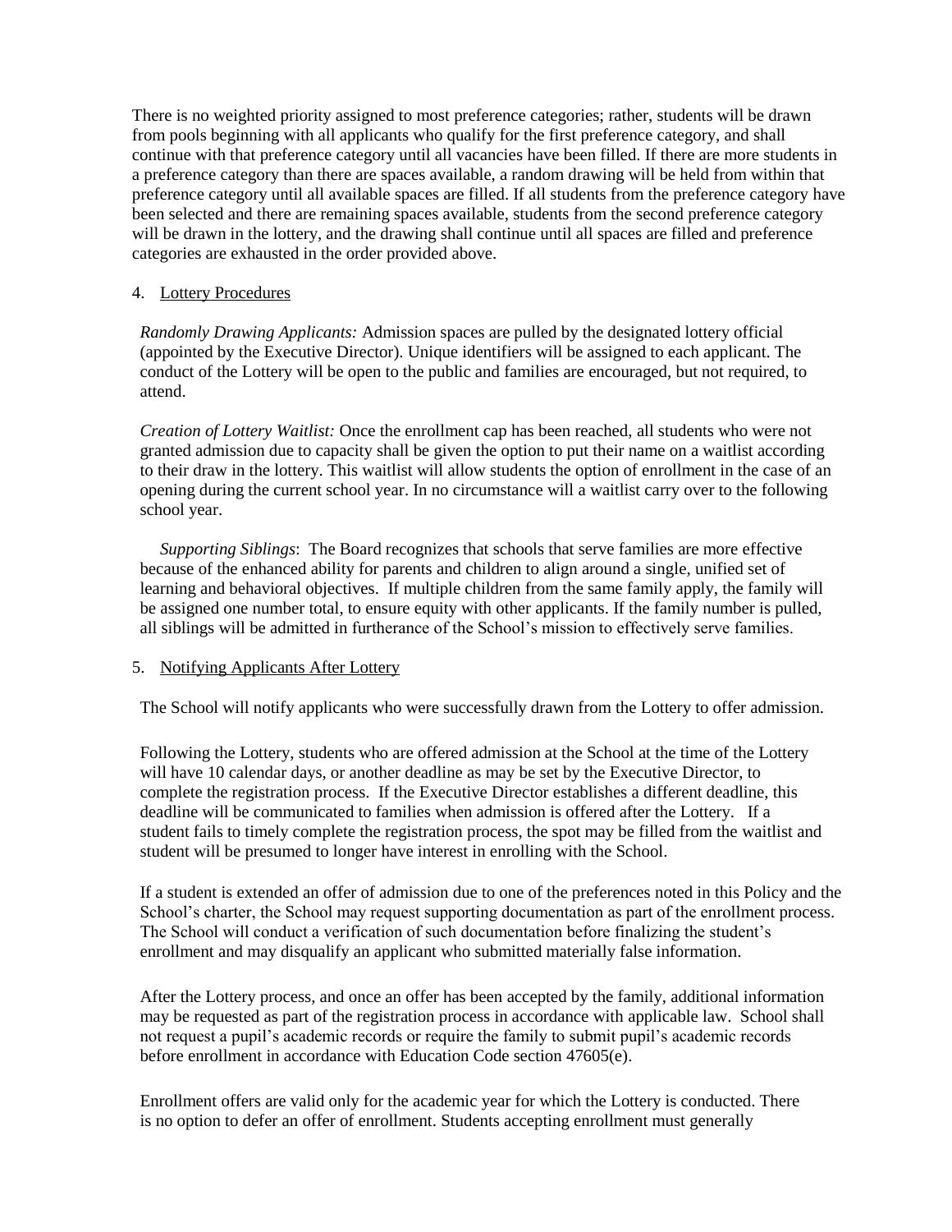There is no weighted priority assigned to most preference categories; rather, students will be drawn from pools beginning with all applicants who qualify for the first preference category, and shall continue with that preference category until all vacancies have been filled. If there are more students in a preference category than there are spaces available, a random drawing will be held from within that preference category until all available spaces are filled. If all students from the preference category have been selected and there are remaining spaces available, students from the second preference category will be drawn in the lottery, and the drawing shall continue until all spaces are filled and preference categories are exhausted in the order provided above.

4. <u>Lottery Procedures</u>

*Randomly Drawing Applicants:* Admission spaces are pulled by the designated lottery official (appointed by the Executive Director). Unique identifiers will be assigned to each applicant. The conduct of the Lottery will be open to the public and families are encouraged, but not required, to attend.

*Creation of Lottery Waitlist:* Once the enrollment cap has been reached, all students who were not granted admission due to capacity shall be given the option to put their name on a waitlist according to their draw in the lottery. This waitlist will allow students the option of enrollment in the case of an opening during the current school year. In no circumstance will a waitlist carry over to the following school year.

*Supporting Siblings*: The Board recognizes that schools that serve families are more effective because of the enhanced ability for parents and children to align around a single, unified set of learning and behavioral objectives. If multiple children from the same family apply, the family will be assigned one number total, to ensure equity with other applicants. If the family number is pulled, all siblings will be admitted in furtherance of the School's mission to effectively serve families.

5. <u>Notifying Applicants After Lottery</u>

The School will notify applicants who were successfully drawn from the Lottery to offer admission.

Following the Lottery, students who are offered admission at the School at the time of the Lottery will have 10 calendar days, or another deadline as may be set by the Executive Director, to complete the registration process. If the Executive Director establishes a different deadline, this deadline will be communicated to families when admission is offered after the Lottery. If a student fails to timely complete the registration process, the spot may be filled from the waitlist and student will be presumed to longer have interest in enrolling with the School.

If a student is extended an offer of admission due to one of the preferences noted in this Policy and the School's charter, the School may request supporting documentation as part of the enrollment process. The School will conduct a verification of such documentation before finalizing the student's enrollment and may disqualify an applicant who submitted materially false information.

After the Lottery process, and once an offer has been accepted by the family, additional information may be requested as part of the registration process in accordance with applicable law. School shall not request a pupil's academic records or require the family to submit pupil's academic records before enrollment in accordance with Education Code section 47605(e).

Enrollment offers are valid only for the academic year for which the Lottery is conducted. There is no option to defer an offer of enrollment. Students accepting enrollment must generally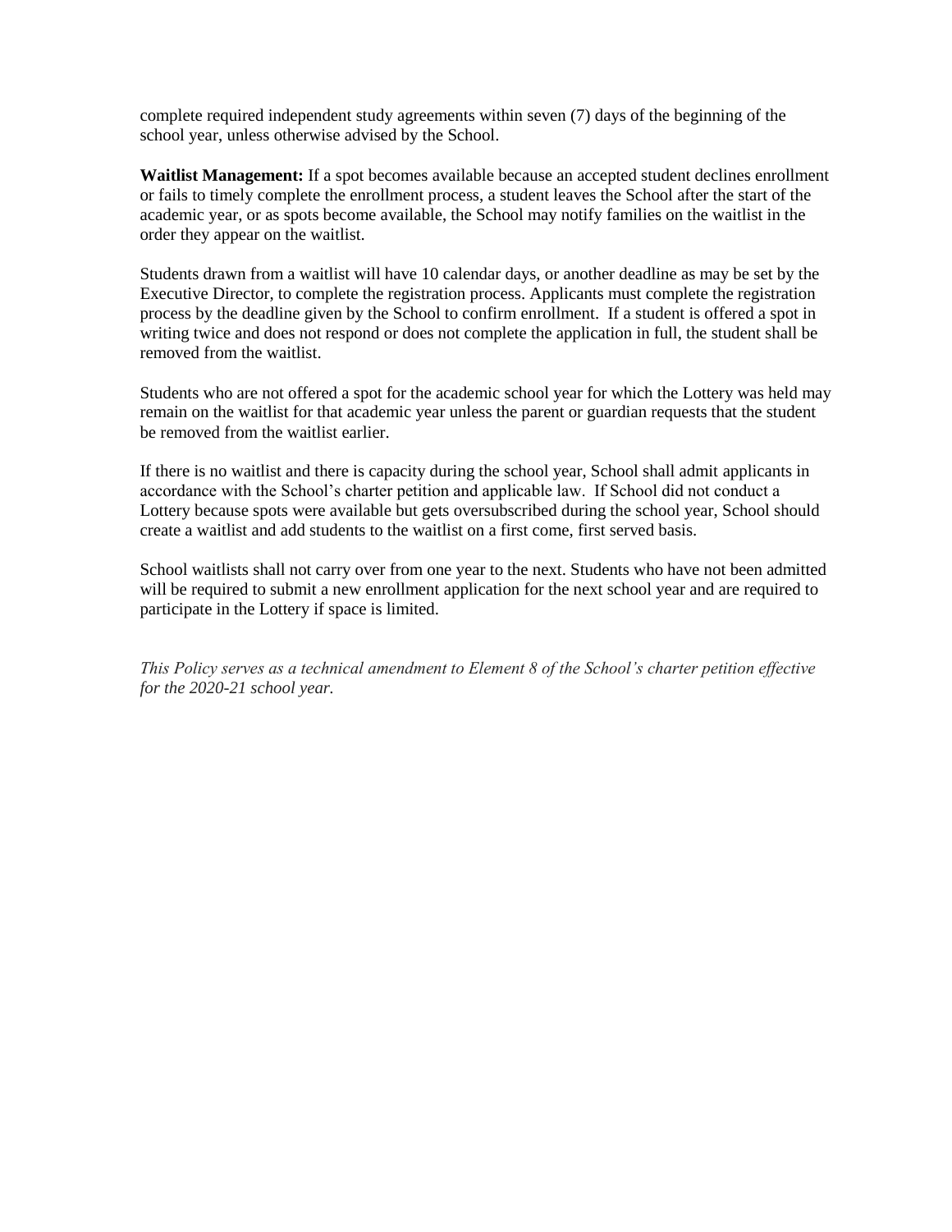complete required independent study agreements within seven (7) days of the beginning of the school year, unless otherwise advised by the School.

**Waitlist Management:** If a spot becomes available because an accepted student declines enrollment or fails to timely complete the enrollment process, a student leaves the School after the start of the academic year, or as spots become available, the School may notify families on the waitlist in the order they appear on the waitlist.

Students drawn from a waitlist will have 10 calendar days, or another deadline as may be set by the Executive Director, to complete the registration process. Applicants must complete the registration process by the deadline given by the School to confirm enrollment. If a student is offered a spot in writing twice and does not respond or does not complete the application in full, the student shall be removed from the waitlist.

Students who are not offered a spot for the academic school year for which the Lottery was held may remain on the waitlist for that academic year unless the parent or guardian requests that the student be removed from the waitlist earlier.

If there is no waitlist and there is capacity during the school year, School shall admit applicants in accordance with the School's charter petition and applicable law. If School did not conduct a Lottery because spots were available but gets oversubscribed during the school year, School should create a waitlist and add students to the waitlist on a first come, first served basis.

School waitlists shall not carry over from one year to the next. Students who have not been admitted will be required to submit a new enrollment application for the next school year and are required to participate in the Lottery if space is limited.

*This Policy serves as a technical amendment to Element 8 of the School's charter petition effective for the 2020-21 school year.*